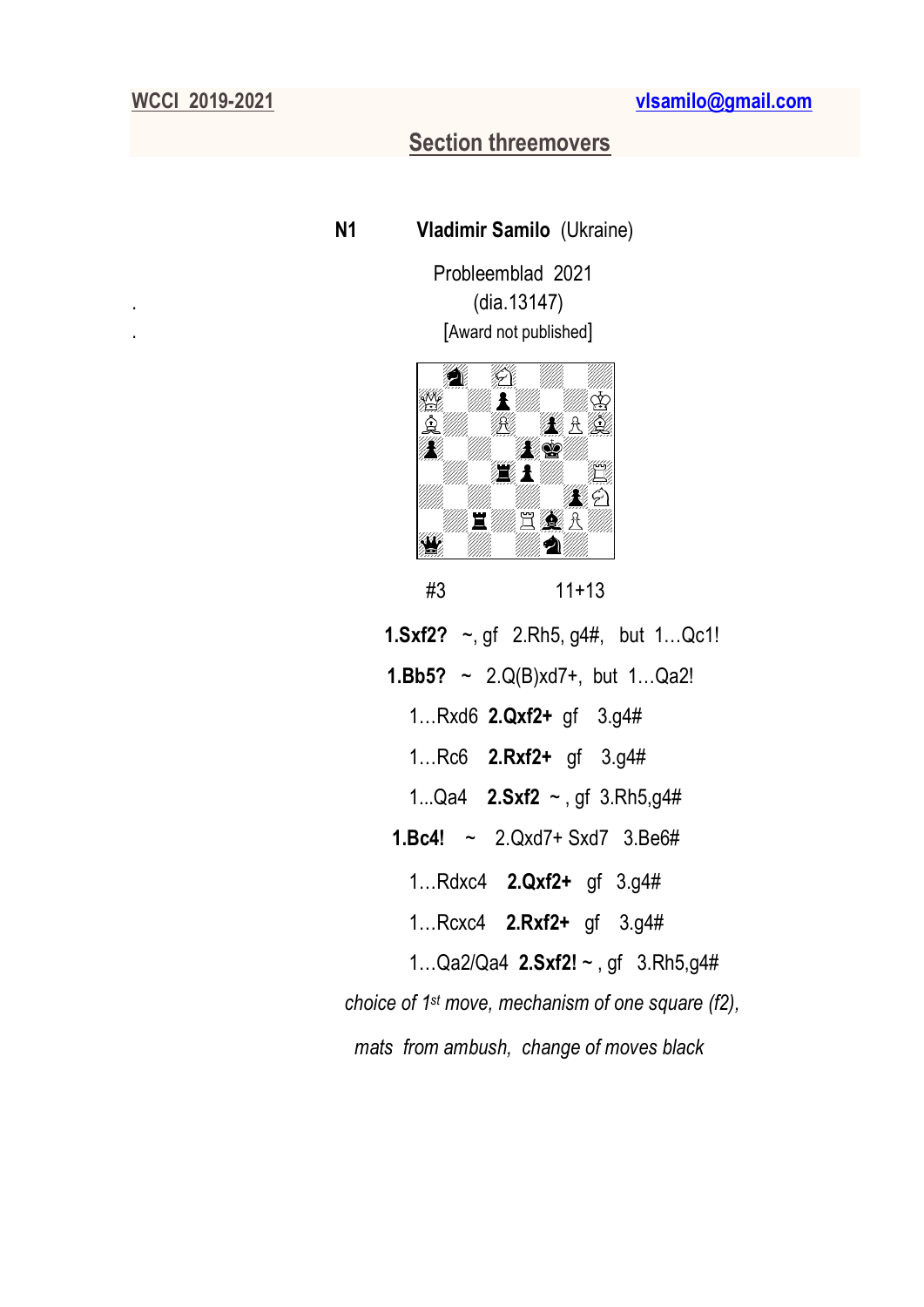WCCI 2019-2021 vlsamilo@gmail.com

## Section threemovers

**N1** **Vladimir Samilo** (Ukraine)

Probleemblad 2021

(dia.13147)

[Award not published]

#3 11+13

**1.Sxf2?** ~, gf 2.Rh5, g4#, but 1…Qc1!

**1.Bb5?** ~ 2.Q(B)xd7+, but 1…Qa2!

1…Rxd6 **2.Qxf2+** gf 3.g4#

1…Rc6 **2.Rxf2+** gf 3.g4#

1...Qa4 **2.Sxf2** ~ , gf 3.Rh5,g4#

**1.Bc4!** ~ 2.Qxd7+ Sxd7 3.Be6#

1…Rdxc4 **2.Qxf2+** gf 3.g4#

1…Rcxc4 **2.Rxf2+** gf 3.g4#

1…Qa2/Qa4 **2.Sxf2!** ~ , gf 3.Rh5,g4#

*choice of 1st move, mechanism of one square (f2), mats from ambush, change of moves black*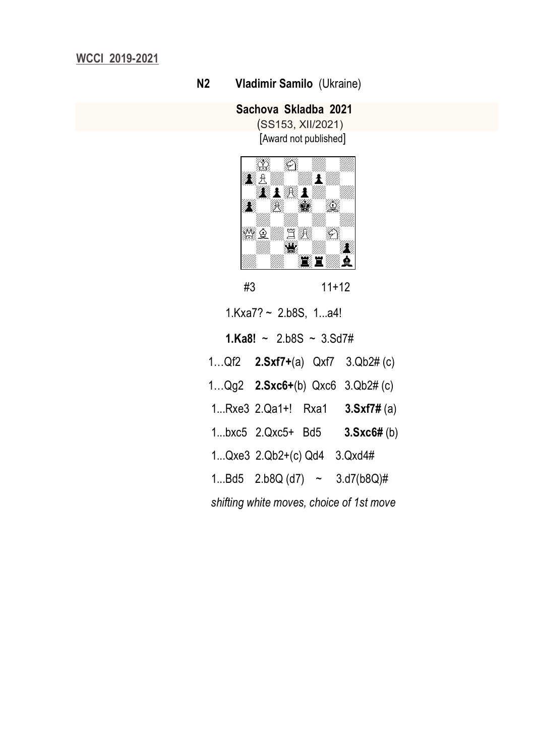**WCCI 2019-2021**

**N2 Vladimir Samilo** (Ukraine)

**Sachova Skladba 2021**
(SS153, XII/2021)
[Award not published]

#3 11+12

1.Kxa7? ~ 2.b8S, 1...a4!

**1.Ka8!** ~ 2.b8S ~ 3.Sd7#

1…Qf2 **2.Sxf7+**(a) Qxf7 3.Qb2# (c)

1…Qg2 **2.Sxc6+**(b) Qxc6 3.Qb2# (c)

1...Rxe3 2.Qa1+! Rxa1 **3.Sxf7#** (a)

1...bxc5 2.Qxc5+ Bd5 **3.Sxc6#** (b)

1...Qxe3 2.Qb2+(c) Qd4 3.Qxd4#

1...Bd5 2.b8Q (d7) ~ 3.d7(b8Q)#

*shifting white moves, choice of 1st move*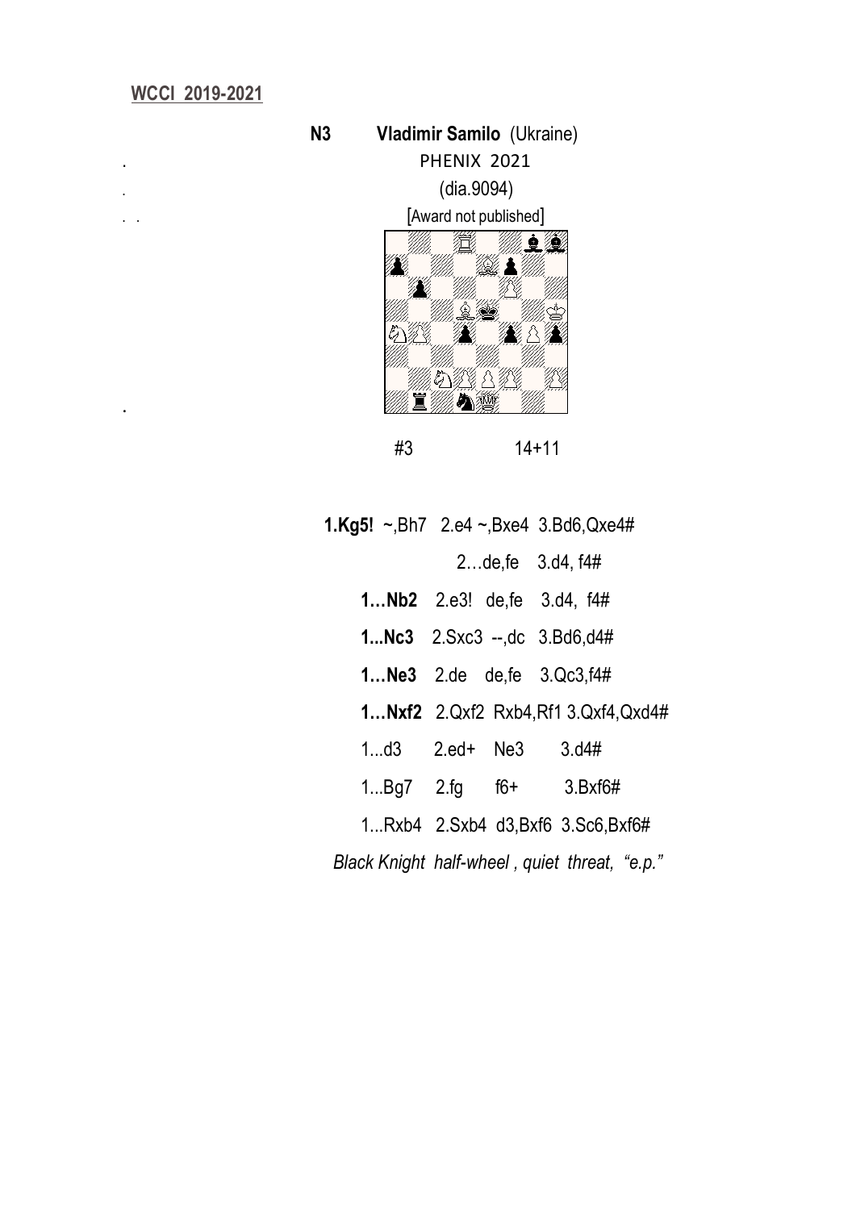**WCCI 2019-2021**

**N3** **Vladimir Samilo** (Ukraine)

PHENIX 2021

(dia.9094)

[Award not published]

#3 14+11

**1.Kg5!** ~,Bh7 2.e4 ~,Bxe4 3.Bd6,Qxe4#

2…de,fe 3.d4, f4#

**1…Nb2** 2.e3! de,fe 3.d4, f4#

**1...Nc3** 2.Sxc3 --,dc 3.Bd6,d4#

**1…Ne3** 2.de de,fe 3.Qc3,f4#

**1…Nxf2** 2.Qxf2 Rxb4,Rf1 3.Qxf4,Qxd4#

1...d3 2.ed+ Ne3 3.d4#

1...Bg7 2.fg f6+ 3.Bxf6#

1...Rxb4 2.Sxb4 d3,Bxf6 3.Sc6,Bxf6#

*Black Knight half-wheel , quiet threat, "e.p."*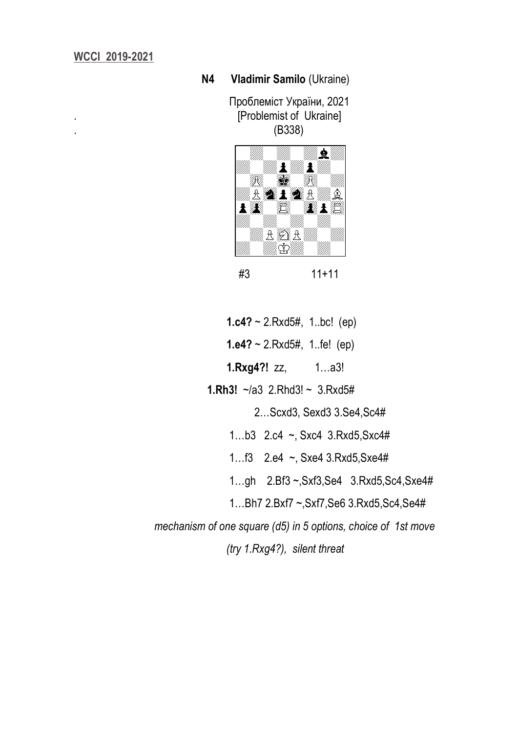**WCCI 2019-2021**

**N4 Vladimir Samilo** (Ukraine)

Проблеміст України, 2021
[Problemist of Ukraine]
(B338)

#3 11+11

**1.c4?** ~ 2.Rxd5#, 1..bc! (ep)

**1.e4?** ~ 2.Rxd5#, 1..fe! (ep)

**1.Rxg4?!** zz, 1…a3!

**1.Rh3!** ~/a3 2.Rhd3! ~ 3.Rxd5#

2…Scxd3, Sexd3 3.Se4,Sc4#

1…b3 2.c4 ~, Sxc4 3.Rxd5,Sxc4#

1…f3 2.e4 ~, Sxe4 3.Rxd5,Sxe4#

1…gh 2.Bf3 ~,Sxf3,Se4 3.Rxd5,Sc4,Sxe4#

1…Bh7 2.Bxf7 ~,Sxf7,Se6 3.Rxd5,Sc4,Se4#

*mechanism of one square (d5) in 5 options, choice of 1st move (try 1.Rxg4?), silent threat*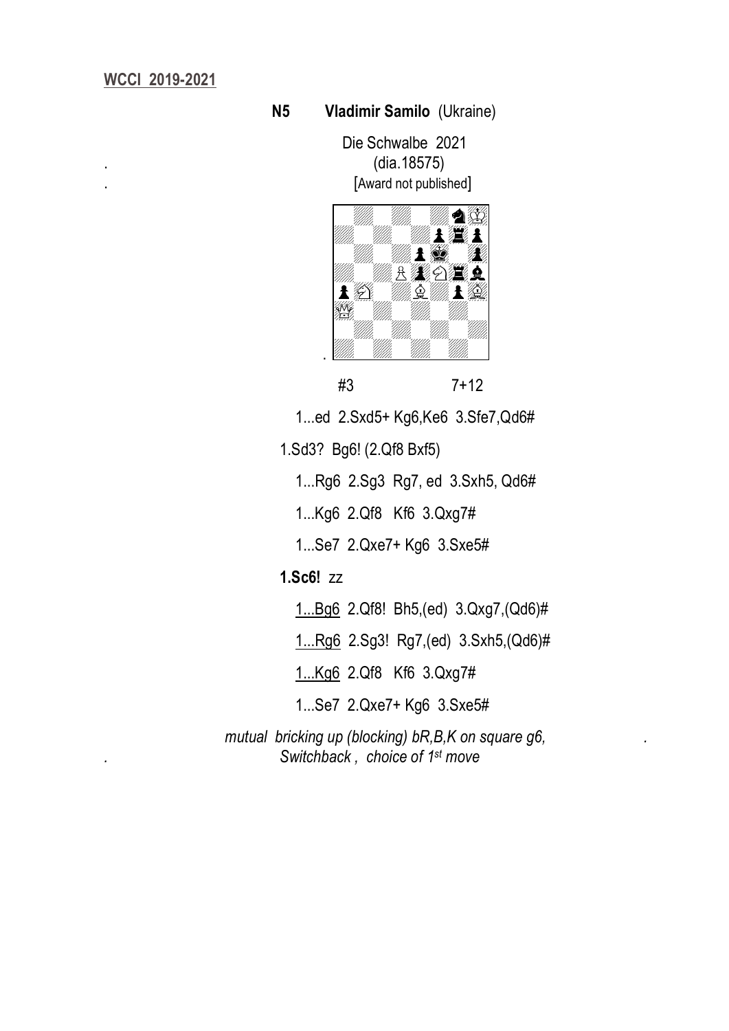**WCCI 2019-2021**

**N5** **Vladimir Samilo** (Ukraine)

Die Schwalbe 2021

(dia.18575)

[Award not published]

#3 7+12

1...ed 2.Sxd5+ Kg6,Ke6 3.Sfe7,Qd6#

1.Sd3? Bg6! (2.Qf8 Bxf5)

1...Rg6 2.Sg3 Rg7, ed 3.Sxh5, Qd6#

1...Kg6 2.Qf8 Kf6 3.Qxg7#

1...Se7 2.Qxe7+ Kg6 3.Sxe5#

**1.Sc6!** zz

1...Bg6 2.Qf8! Bh5,(ed) 3.Qxg7,(Qd6)#

1...Rg6 2.Sg3! Rg7,(ed) 3.Sxh5,(Qd6)#

1...Kg6 2.Qf8 Kf6 3.Qxg7#

1...Se7 2.Qxe7+ Kg6 3.Sxe5#

*mutual bricking up (blocking) bR,B,K on square g6,*
*Switchback , choice of 1st move*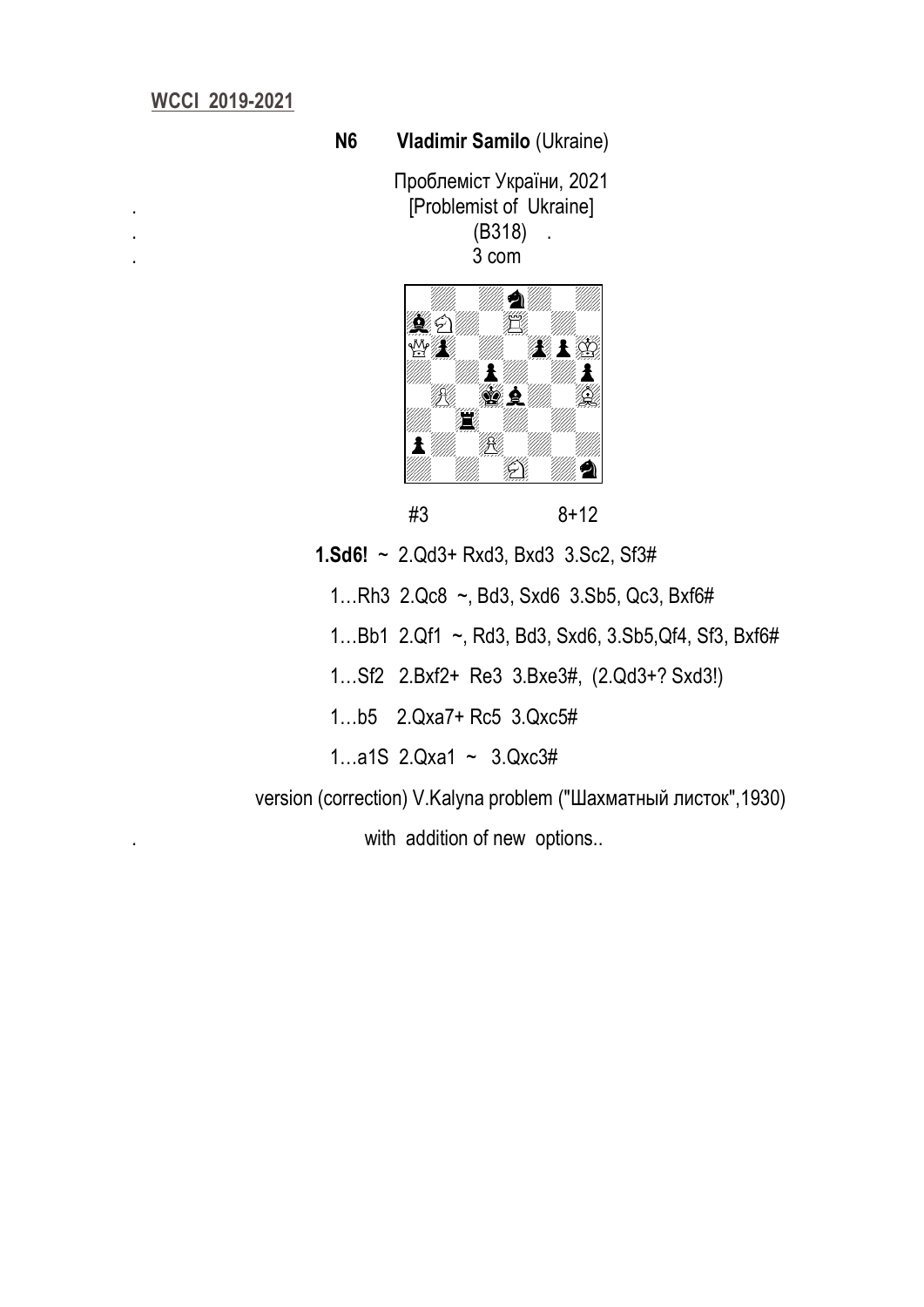**WCCI 2019-2021**

**N6 Vladimir Samilo** (Ukraine)

Проблеміст України, 2021
[Problemist of Ukraine]
(B318) .
3 com

#3 8+12

**1.Sd6!** ~ 2.Qd3+ Rxd3, Bxd3 3.Sc2, Sf3#

1…Rh3 2.Qc8 ~, Bd3, Sxd6 3.Sb5, Qc3, Bxf6#

1…Bb1 2.Qf1 ~, Rd3, Bd3, Sxd6, 3.Sb5,Qf4, Sf3, Bxf6#

1…Sf2 2.Bxf2+ Re3 3.Bxe3#, (2.Qd3+? Sxd3!)

1…b5 2.Qxa7+ Rc5 3.Qxc5#

1…a1S 2.Qxa1 ~ 3.Qxc3#

version (correction) V.Kalyna problem ("Шахматный листок",1930)

with addition of new options..